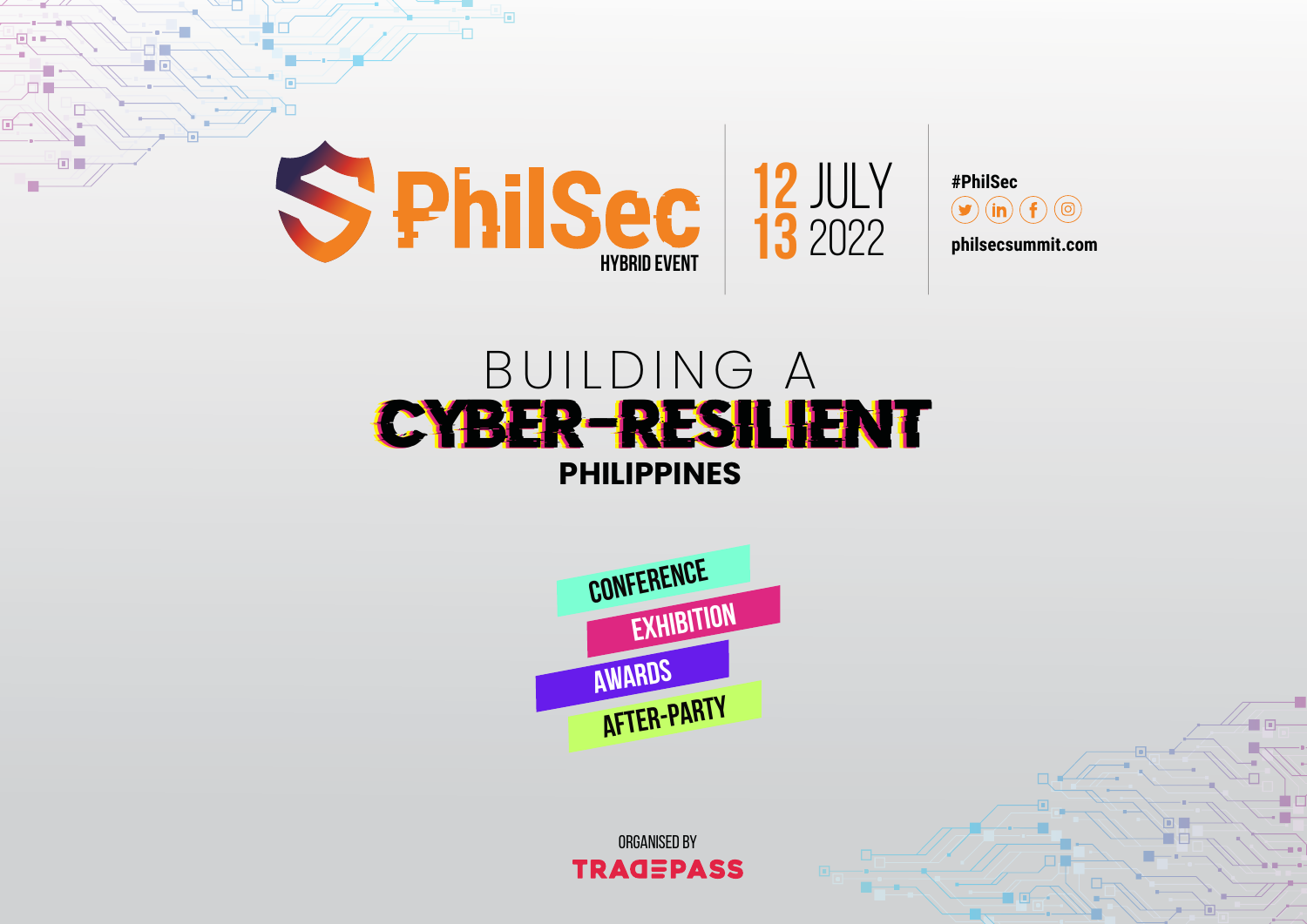# PhilSec

HYBRID EVENT

12 JULY
13 2022

#PhilSec

philsecsummit.com

## BUILDING A CYBER-RESILIENT PHILIPPINES

- CONFERENCE
- EXHIBITION
- AWARDS
- AFTER-PARTY

ORGANISED BY

TRADEPASS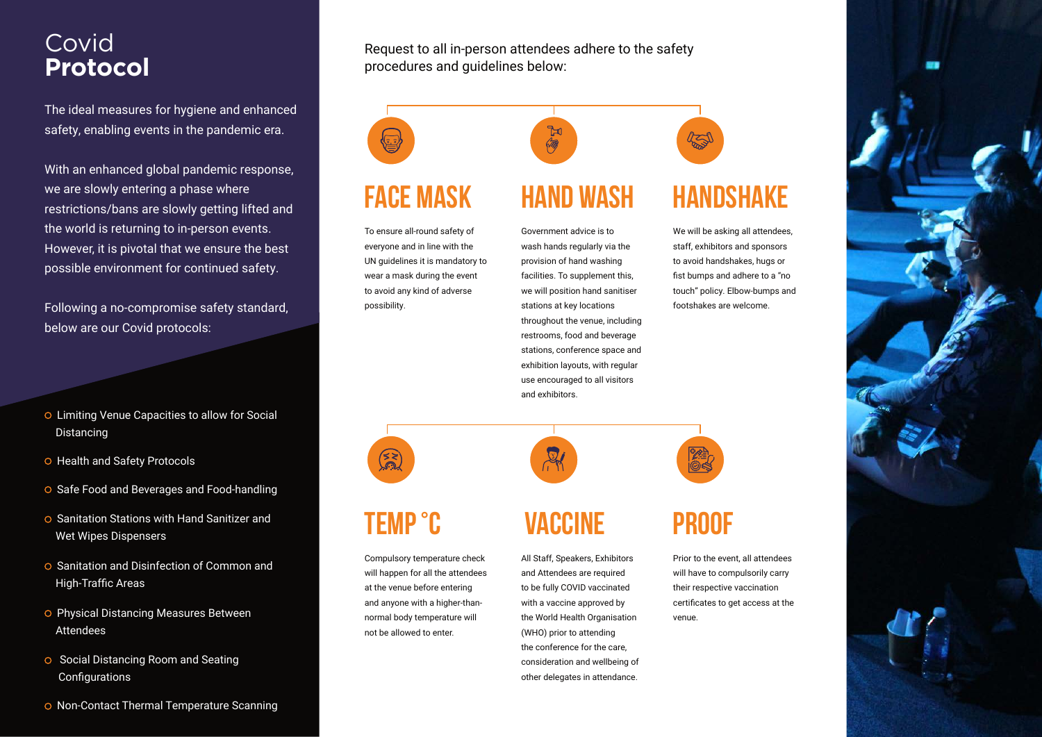# Covid **Protocol**

The ideal measures for hygiene and enhanced safety, enabling events in the pandemic era.

With an enhanced global pandemic response, we are slowly entering a phase where restrictions/bans are slowly getting lifted and the world is returning to in-person events. However, it is pivotal that we ensure the best possible environment for continued safety.

Following a no-compromise safety standard, below are our Covid protocols:

- Limiting Venue Capacities to allow for Social Distancing
- Health and Safety Protocols
- Safe Food and Beverages and Food-handling
- Sanitation Stations with Hand Sanitizer and Wet Wipes Dispensers
- Sanitation and Disinfection of Common and High-Traffic Areas
- Physical Distancing Measures Between Attendees
- Social Distancing Room and Seating Configurations
- Non-Contact Thermal Temperature Scanning

Request to all in-person attendees adhere to the safety procedures and guidelines below:

## FACE MASK

To ensure all-round safety of everyone and in line with the UN guidelines it is mandatory to wear a mask during the event to avoid any kind of adverse possibility.

## HAND WASH

Government advice is to wash hands regularly via the provision of hand washing facilities. To supplement this, we will position hand sanitiser stations at key locations throughout the venue, including restrooms, food and beverage stations, conference space and exhibition layouts, with regular use encouraged to all visitors and exhibitors.

## HANDSHAKE

We will be asking all attendees, staff, exhibitors and sponsors to avoid handshakes, hugs or fist bumps and adhere to a "no touch" policy. Elbow-bumps and footshakes are welcome.

## TEMP °C

Compulsory temperature check will happen for all the attendees at the venue before entering and anyone with a higher-than-normal body temperature will not be allowed to enter.

## VACCINE

All Staff, Speakers, Exhibitors and Attendees are required to be fully COVID vaccinated with a vaccine approved by the World Health Organisation (WHO) prior to attending the conference for the care, consideration and wellbeing of other delegates in attendance.

## PROOF

Prior to the event, all attendees will have to compulsorily carry their respective vaccination certificates to get access at the venue.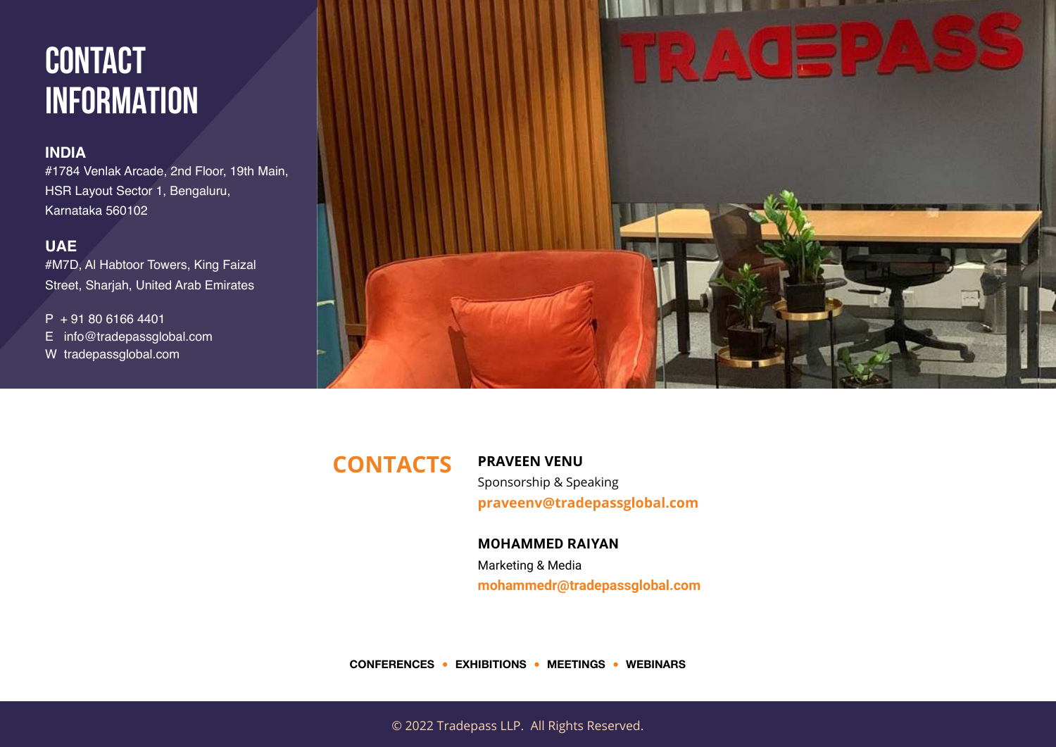# CONTACT INFORMATION

**INDIA**
#1784 Venlak Arcade, 2nd Floor, 19th Main,
HSR Layout Sector 1, Bengaluru,
Karnataka 560102

**UAE**
#M7D, Al Habtoor Towers, King Faizal
Street, Sharjah, United Arab Emirates

P + 91 80 6166 4401
E info@tradepassglobal.com
W tradepassglobal.com

## CONTACTS

**PRAVEEN VENU**
Sponsorship & Speaking
**praveenv@tradepassglobal.com**

**MOHAMMED RAIYAN**
Marketing & Media
**mohammedr@tradepassglobal.com**

**CONFERENCES • EXHIBITIONS • MEETINGS • WEBINARS**

© 2022 Tradepass LLP. All Rights Reserved.